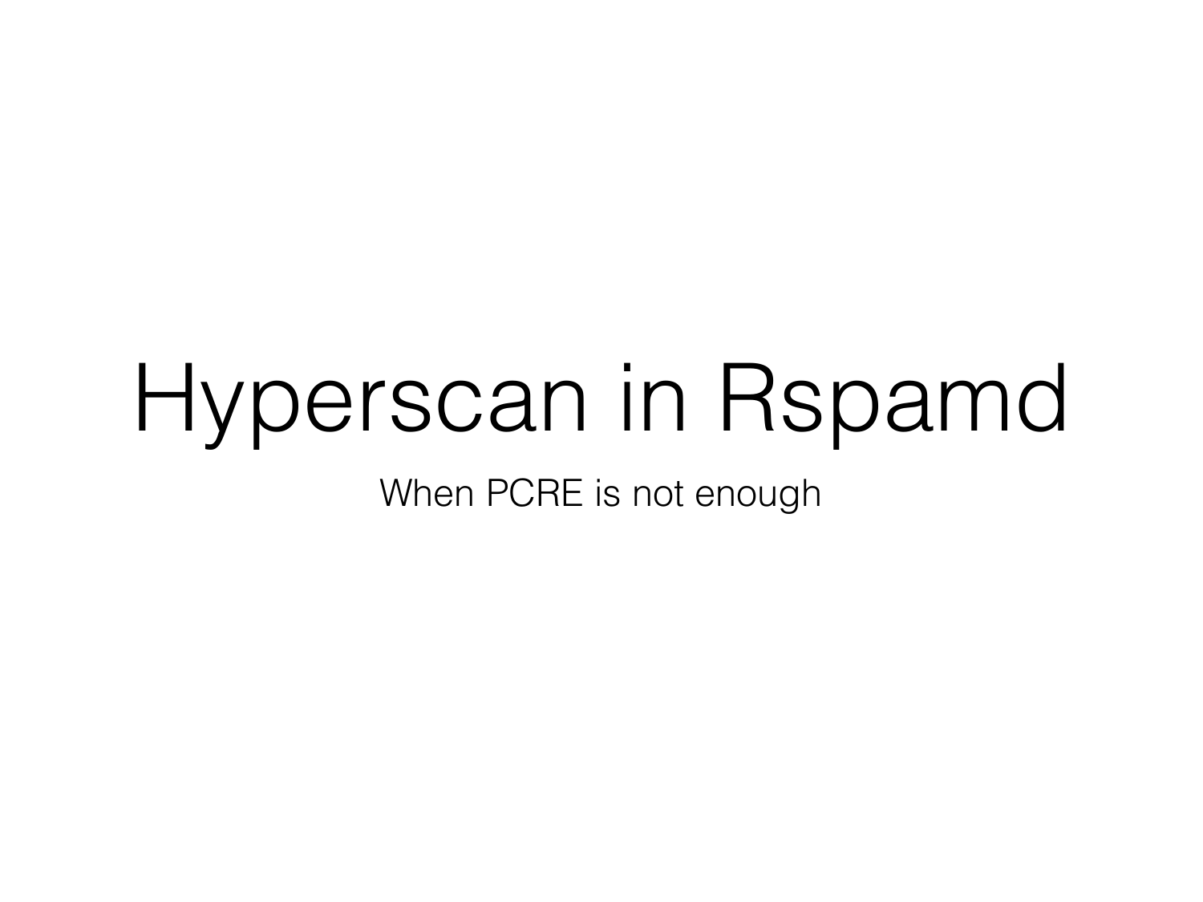# Hyperscan in Rspamd

When PCRE is not enough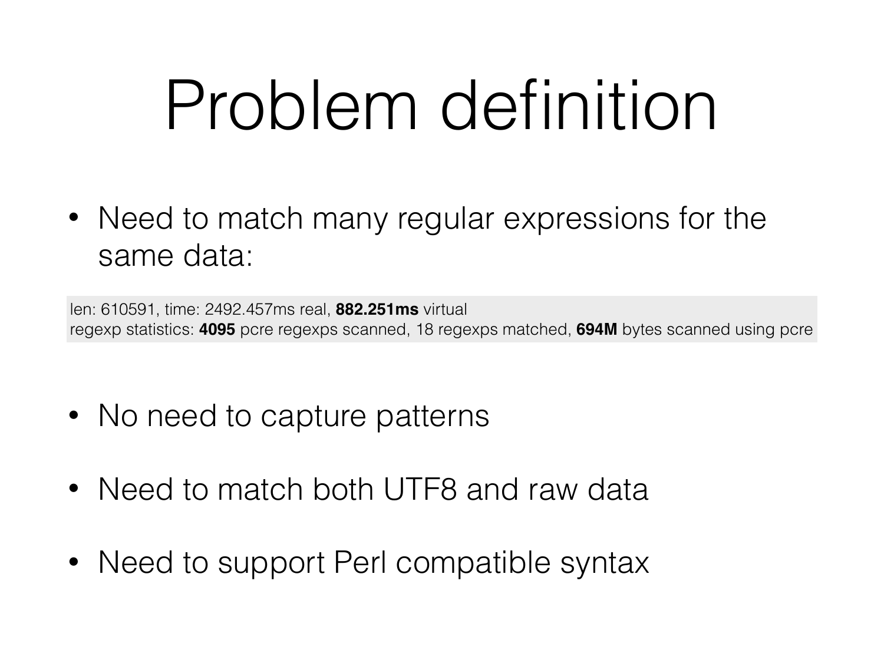# Problem definition

- Need to match many regular expressions for the same data:

```
len: 610591, time: 2492.457ms real, 882.251ms virtual
regexp statistics: 4095 pcre regexps scanned, 18 regexps matched, 694M bytes scanned using pcre
```

- No need to capture patterns
- Need to match both UTF8 and raw data
- Need to support Perl compatible syntax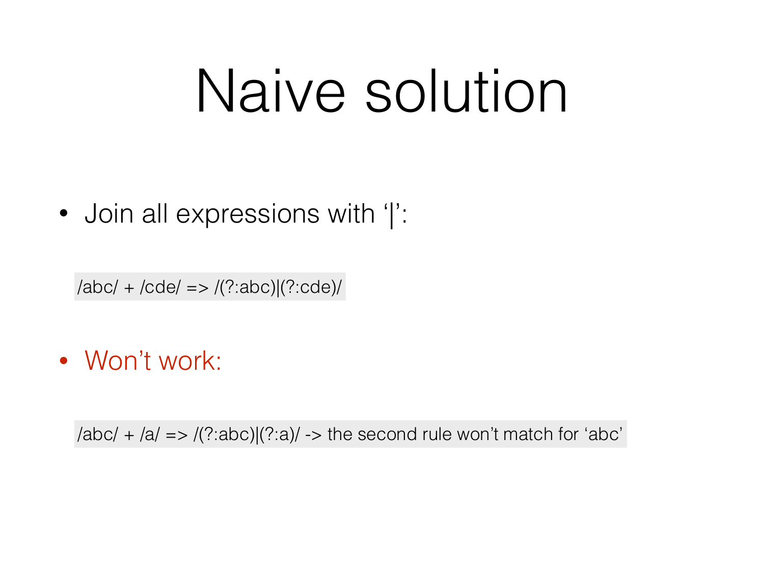# Naive solution

- Join all expressions with '|':

```
/abc/ + /cde/ => /(?:abc)|(?:cde)/
```

- Won't work:

```
/abc/ + /a/ => /(?:abc)|(?:a)/ -> the second rule won't match for 'abc'
```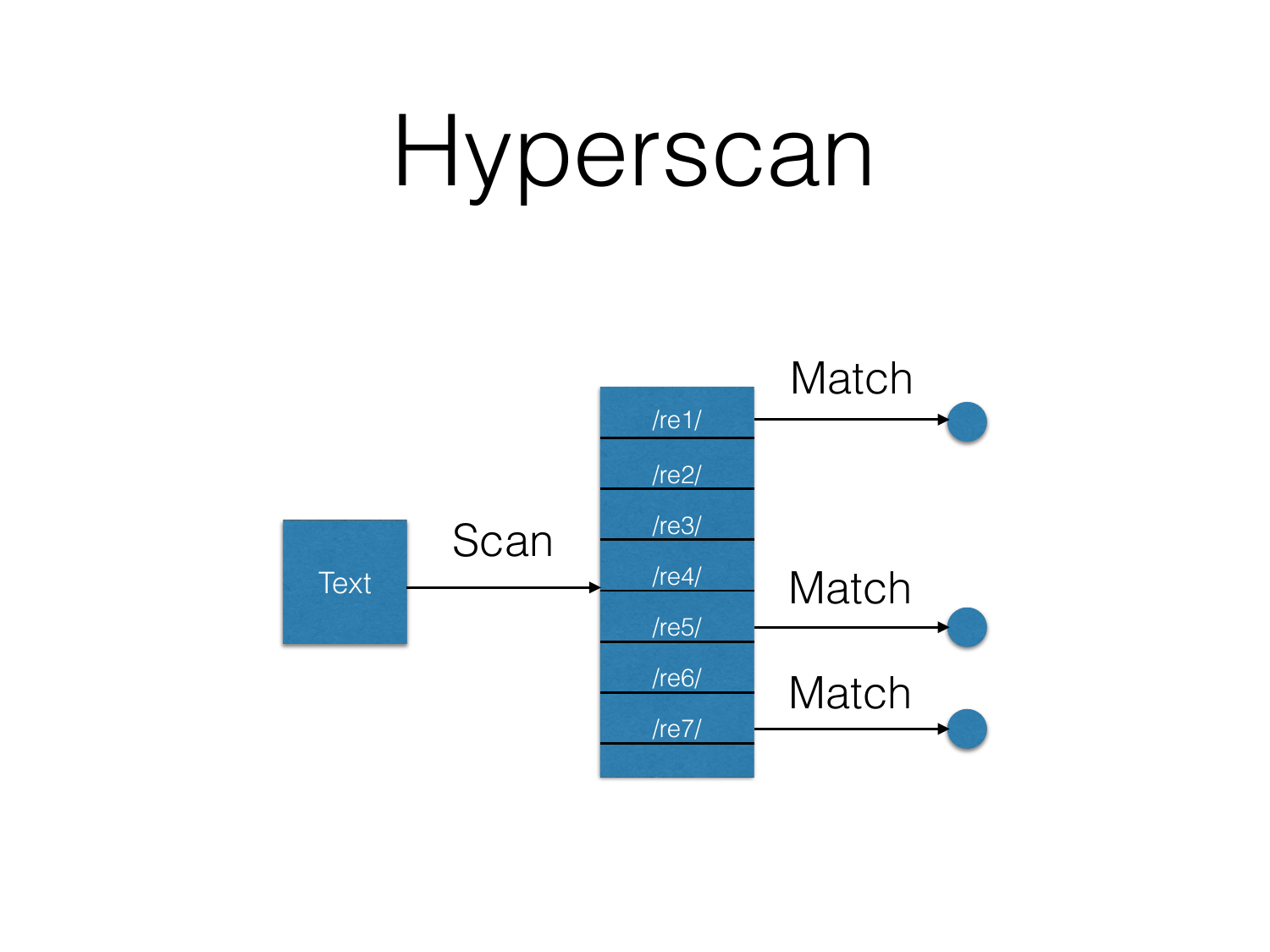# Hyperscan

Text

Scan

/re1/

/re2/

/re3/

/re4/

/re5/

/re6/

/re7/

Match

Match

Match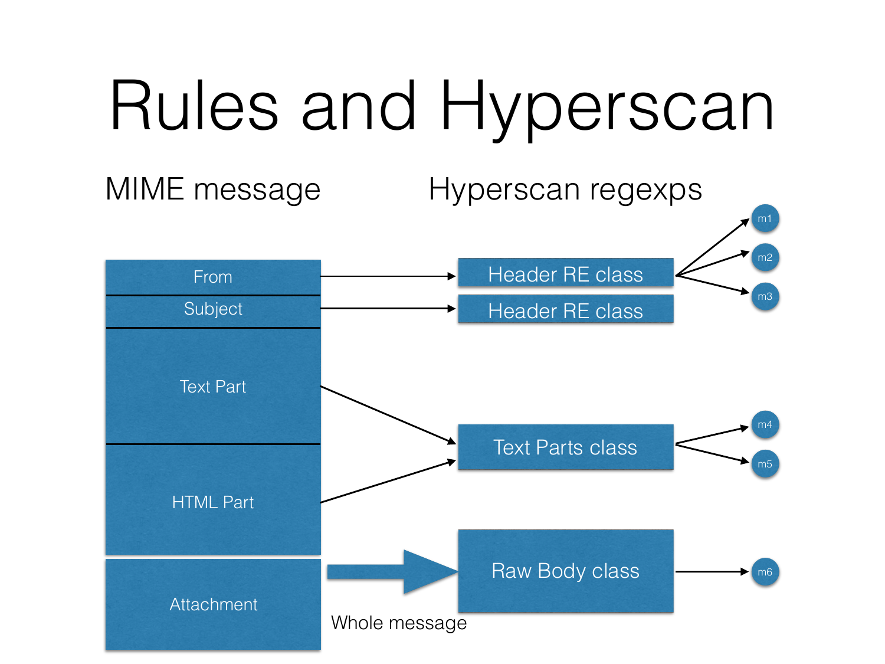# Rules and Hyperscan

MIME message

Hyperscan regexps

From

Subject

Text Part

HTML Part

Attachment

Whole message

Header RE class

Header RE class

Text Parts class

Raw Body class

m1

m2

m3

m4

m5

m6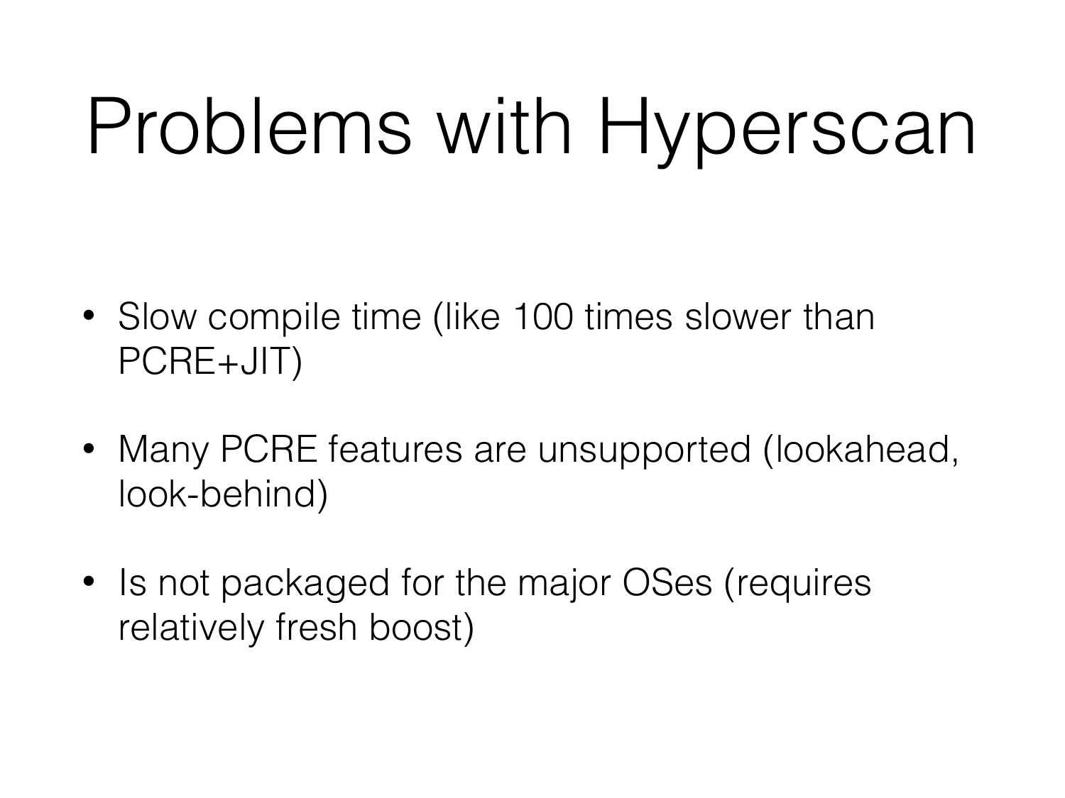# Problems with Hyperscan

- Slow compile time (like 100 times slower than PCRE+JIT)
- Many PCRE features are unsupported (lookahead, look-behind)
- Is not packaged for the major OSes (requires relatively fresh boost)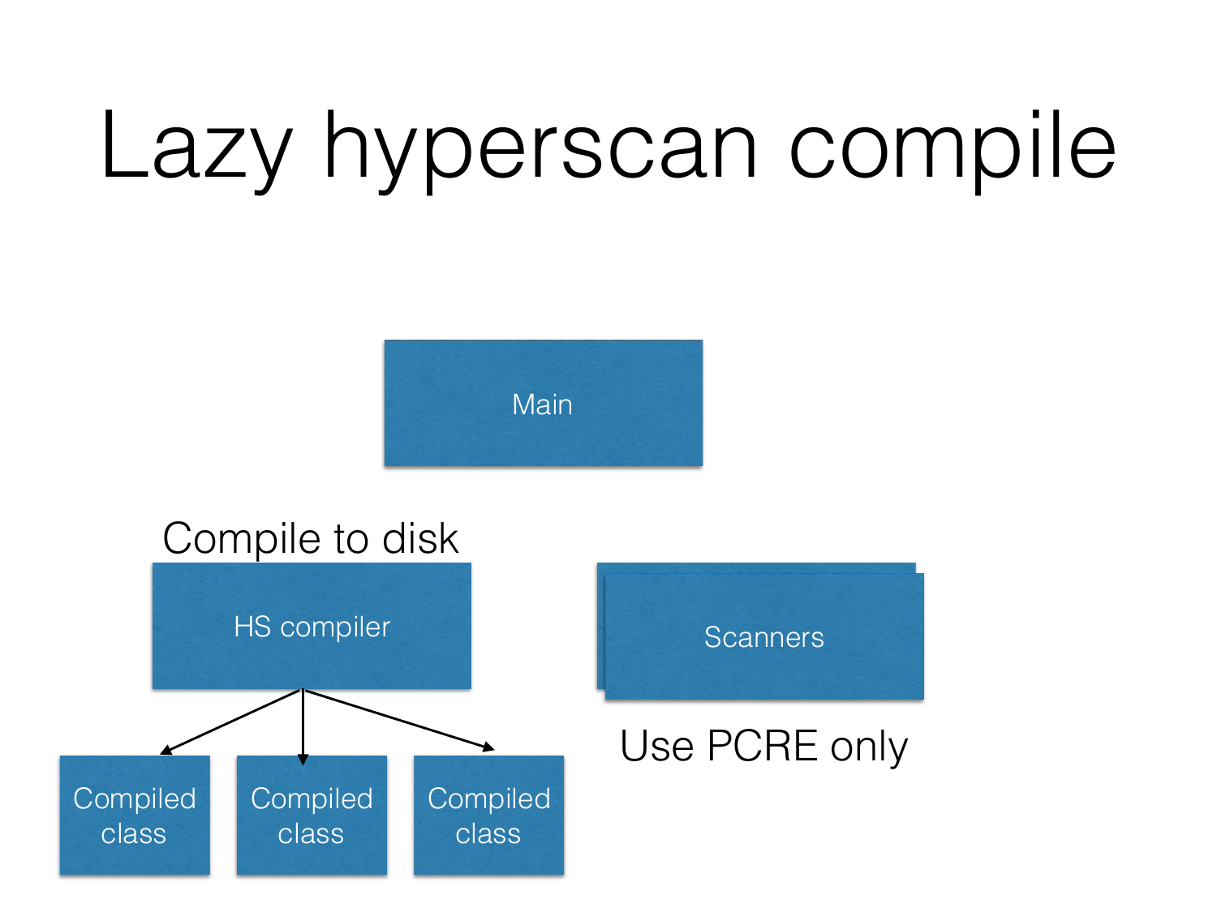# Lazy hyperscan compile

Main

Compile to disk

HS compiler

Compiled class

Compiled class

Compiled class

Scanners

Use PCRE only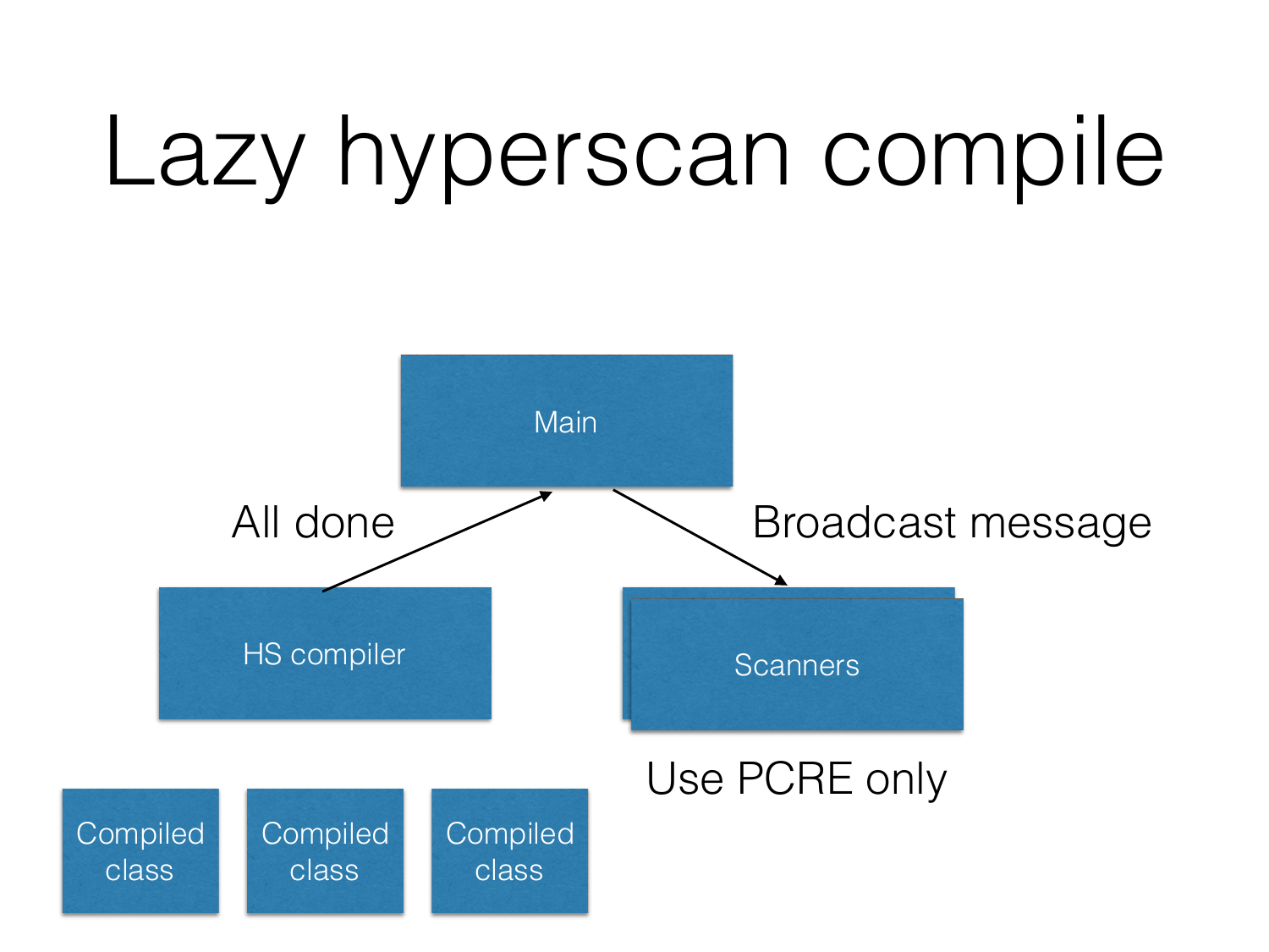# Lazy hyperscan compile

Main

All done

Broadcast message

HS compiler

Scanners

Use PCRE only

Compiled class

Compiled class

Compiled class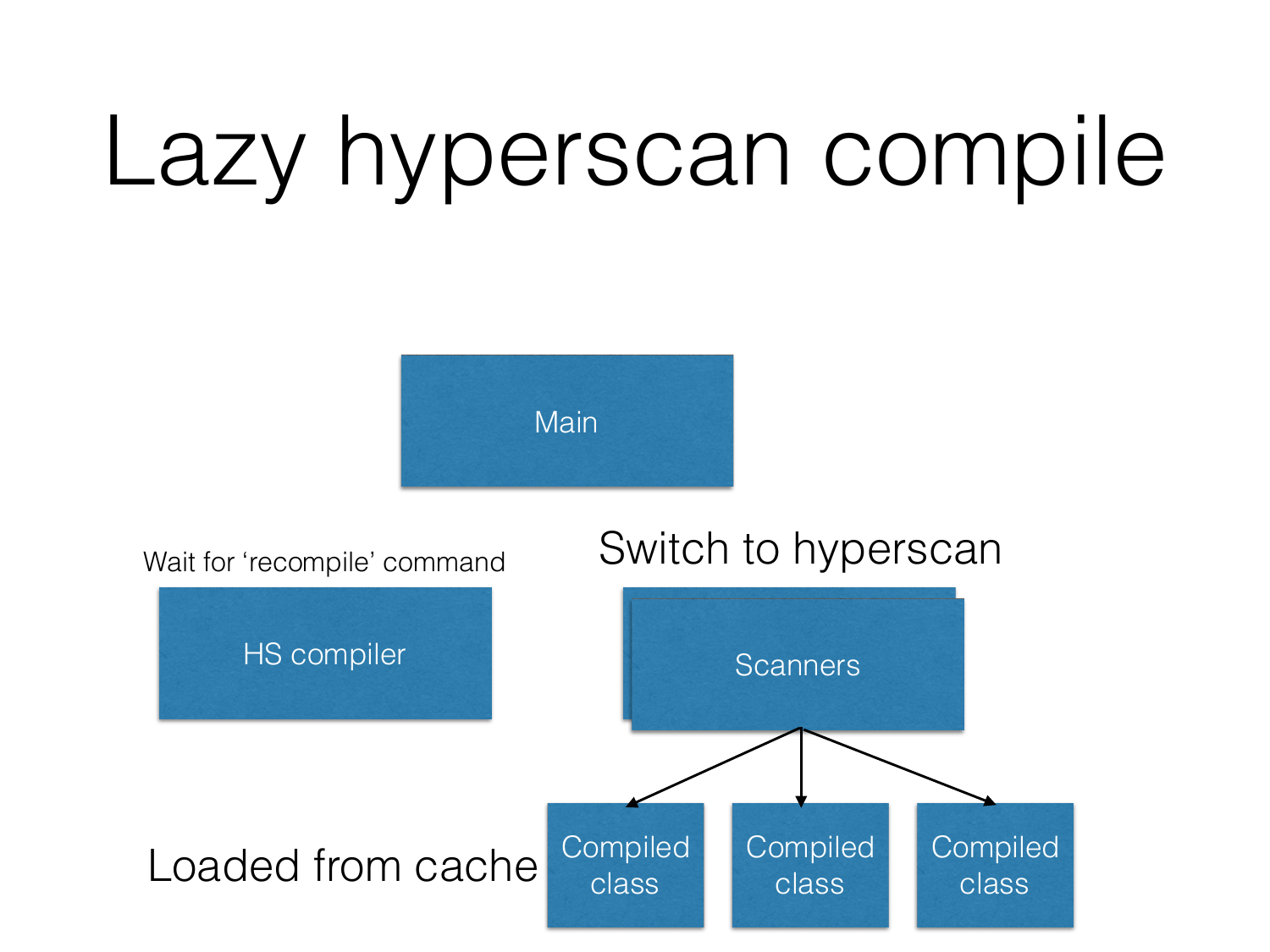# Lazy hyperscan compile

Main

Wait for ‘recompile’ command

HS compiler

Switch to hyperscan

Scanners

Loaded from cache

Compiled class

Compiled class

Compiled class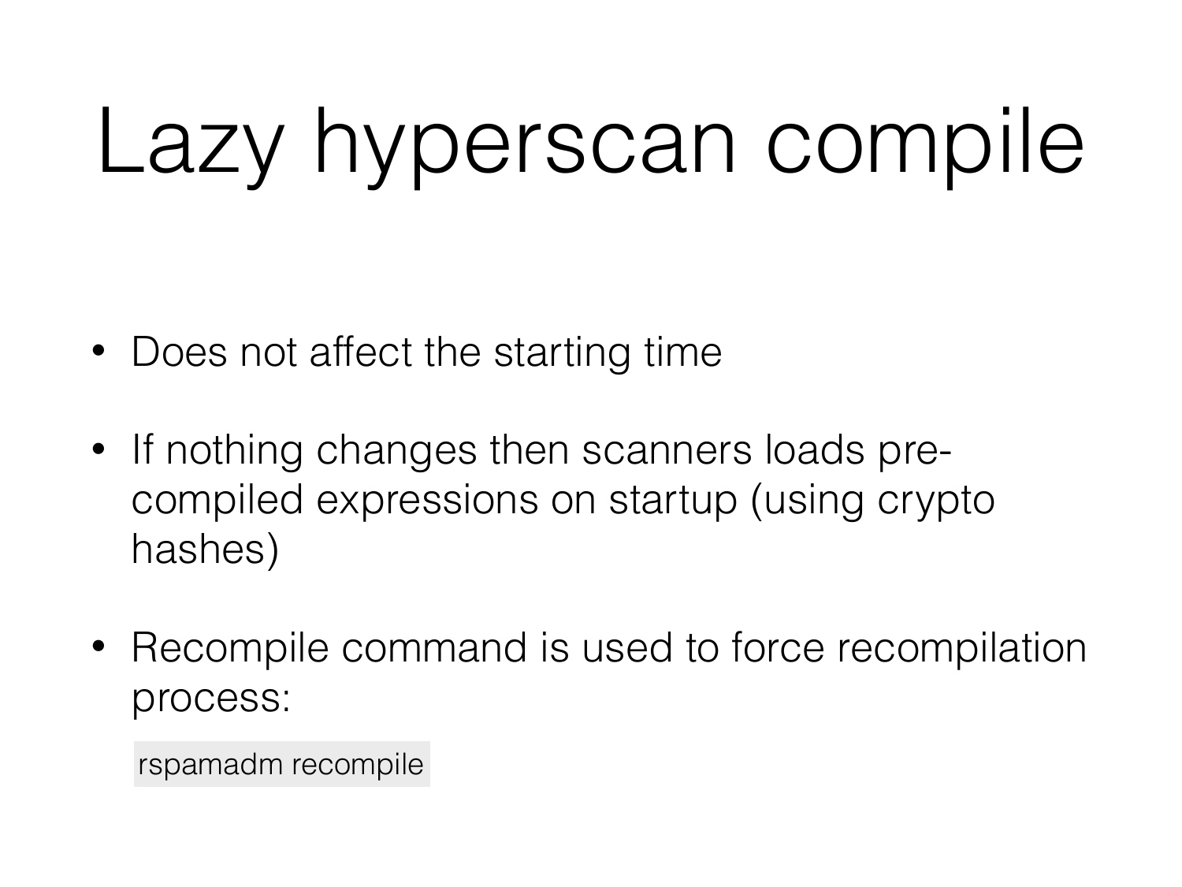# Lazy hyperscan compile

- Does not affect the starting time
- If nothing changes then scanners loads pre-compiled expressions on startup (using crypto hashes)
- Recompile command is used to force recompilation process:

```
rspamadm recompile
```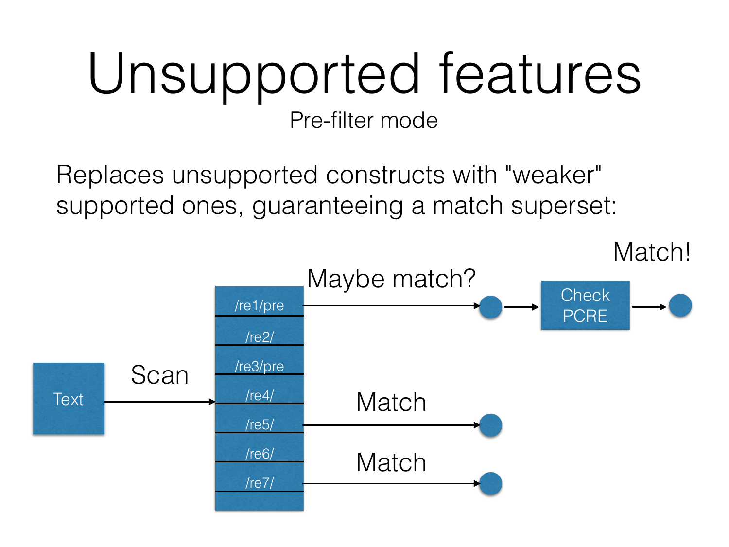# Unsupported features

## Pre-filter mode

Replaces unsupported constructs with "weaker" supported ones, guaranteeing a match superset:

Text → Scan → /re1/pre, /re2/, /re3/pre, /re4/, /re5/, /re6/, /re7/

/re1/pre → Maybe match? → Check PCRE → Match!

/re5/ → Match

/re7/ → Match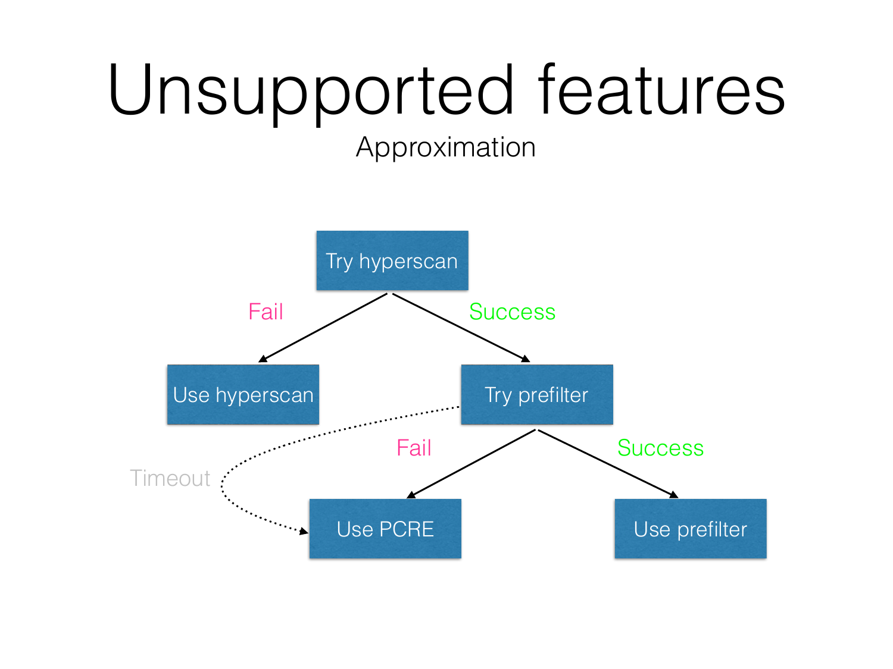# Unsupported features

Approximation

Try hyperscan

Fail → Use hyperscan

Success → Try prefilter

Try prefilter:

- Fail → Use PCRE
- Success → Use prefilter
- Timeout → Use PCRE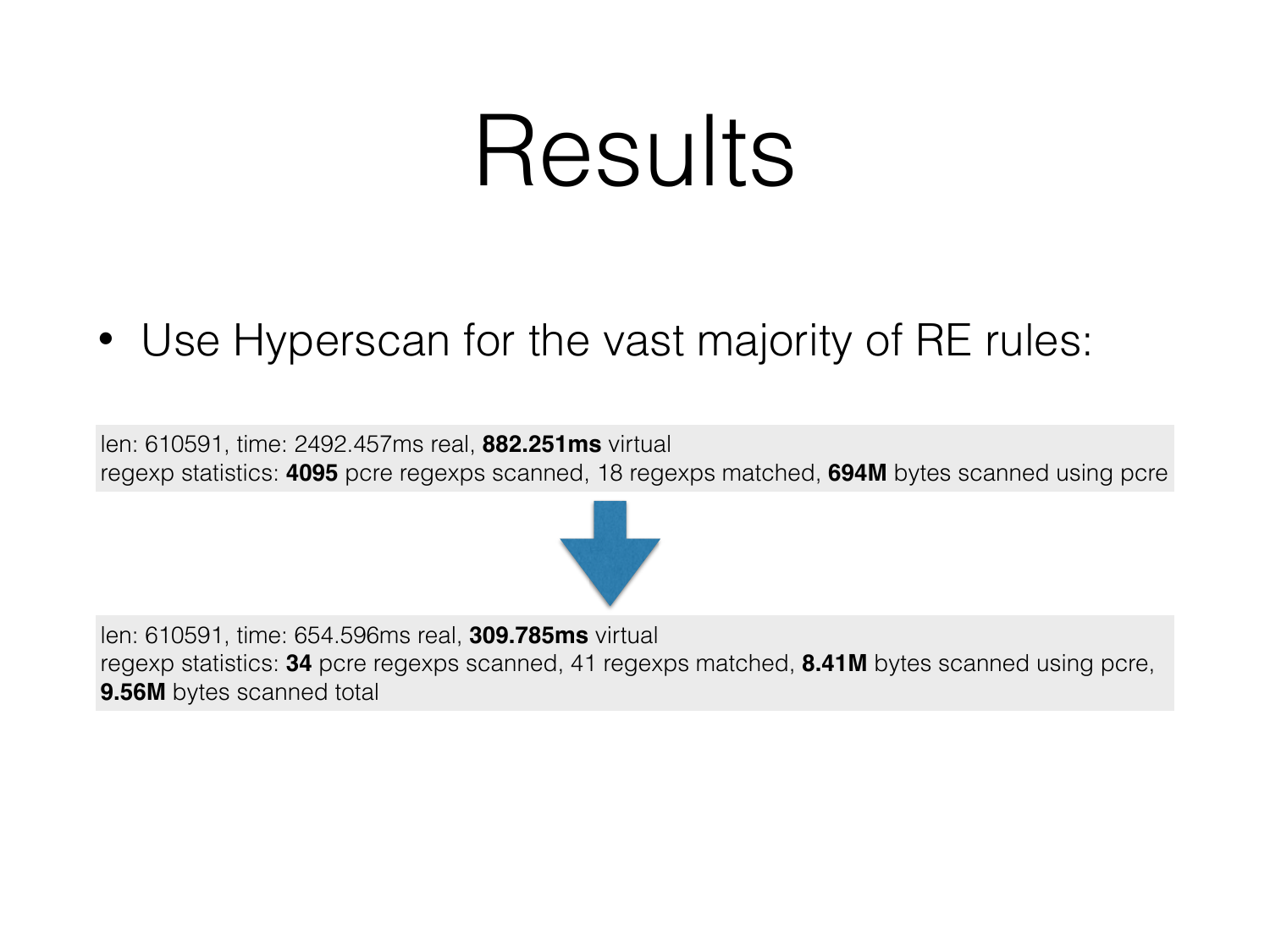# Results

- Use Hyperscan for the vast majority of RE rules:

len: 610591, time: 2492.457ms real, **882.251ms** virtual
regexp statistics: **4095** pcre regexps scanned, 18 regexps matched, **694M** bytes scanned using pcre

len: 610591, time: 654.596ms real, **309.785ms** virtual
regexp statistics: **34** pcre regexps scanned, 41 regexps matched, **8.41M** bytes scanned using pcre, **9.56M** bytes scanned total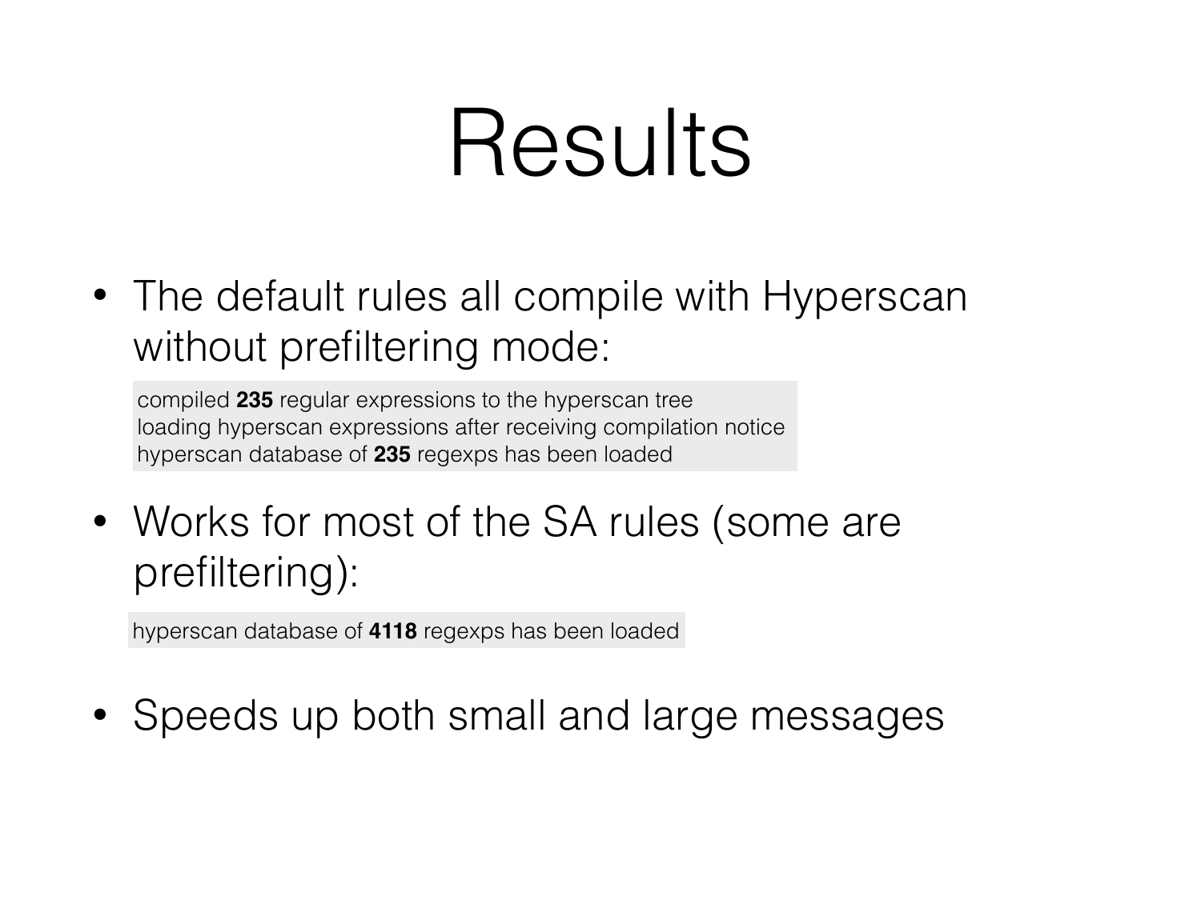# Results

- The default rules all compile with Hyperscan without prefiltering mode:

```
compiled **235** regular expressions to the hyperscan tree
loading hyperscan expressions after receiving compilation notice
hyperscan database of **235** regexps has been loaded
```

- Works for most of the SA rules (some are prefiltering):

```
hyperscan database of **4118** regexps has been loaded
```

- Speeds up both small and large messages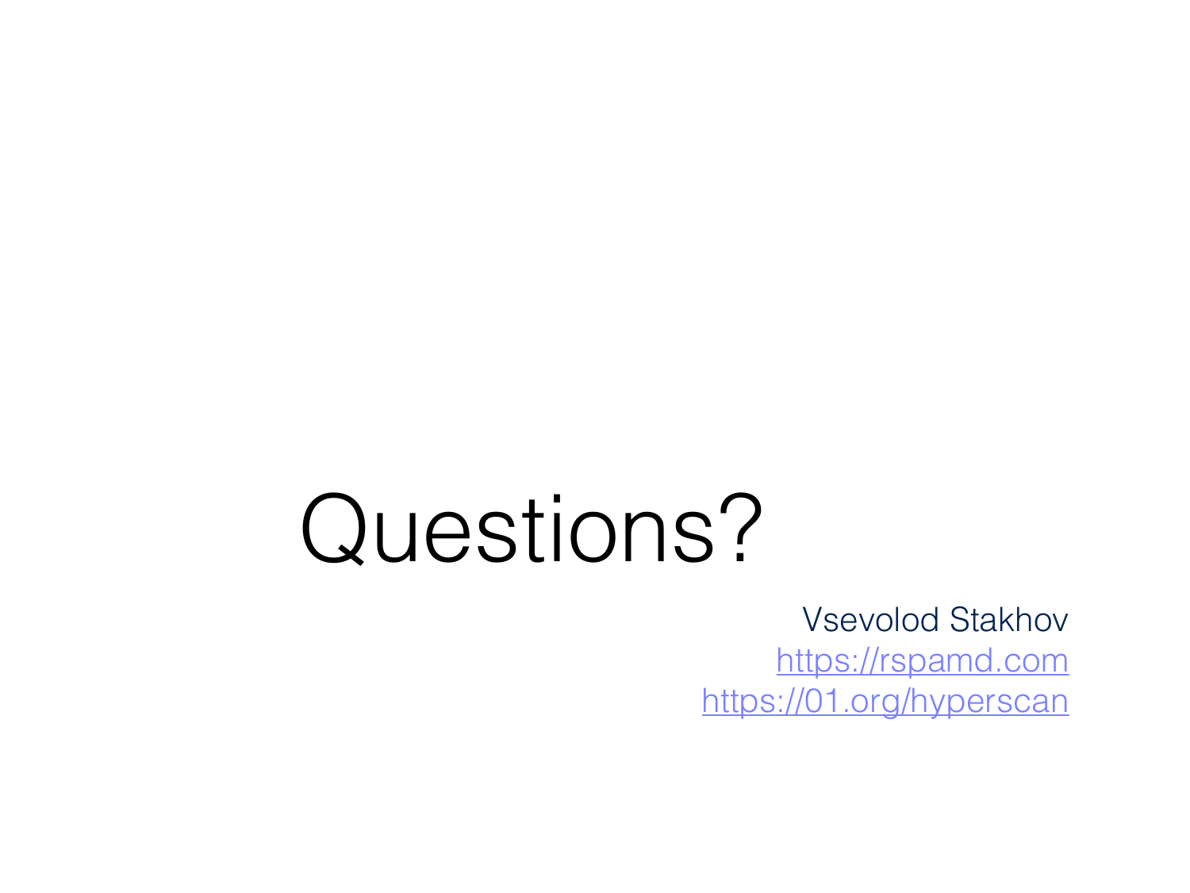# Questions?

Vsevolod Stakhov
https://rspamd.com
https://01.org/hyperscan